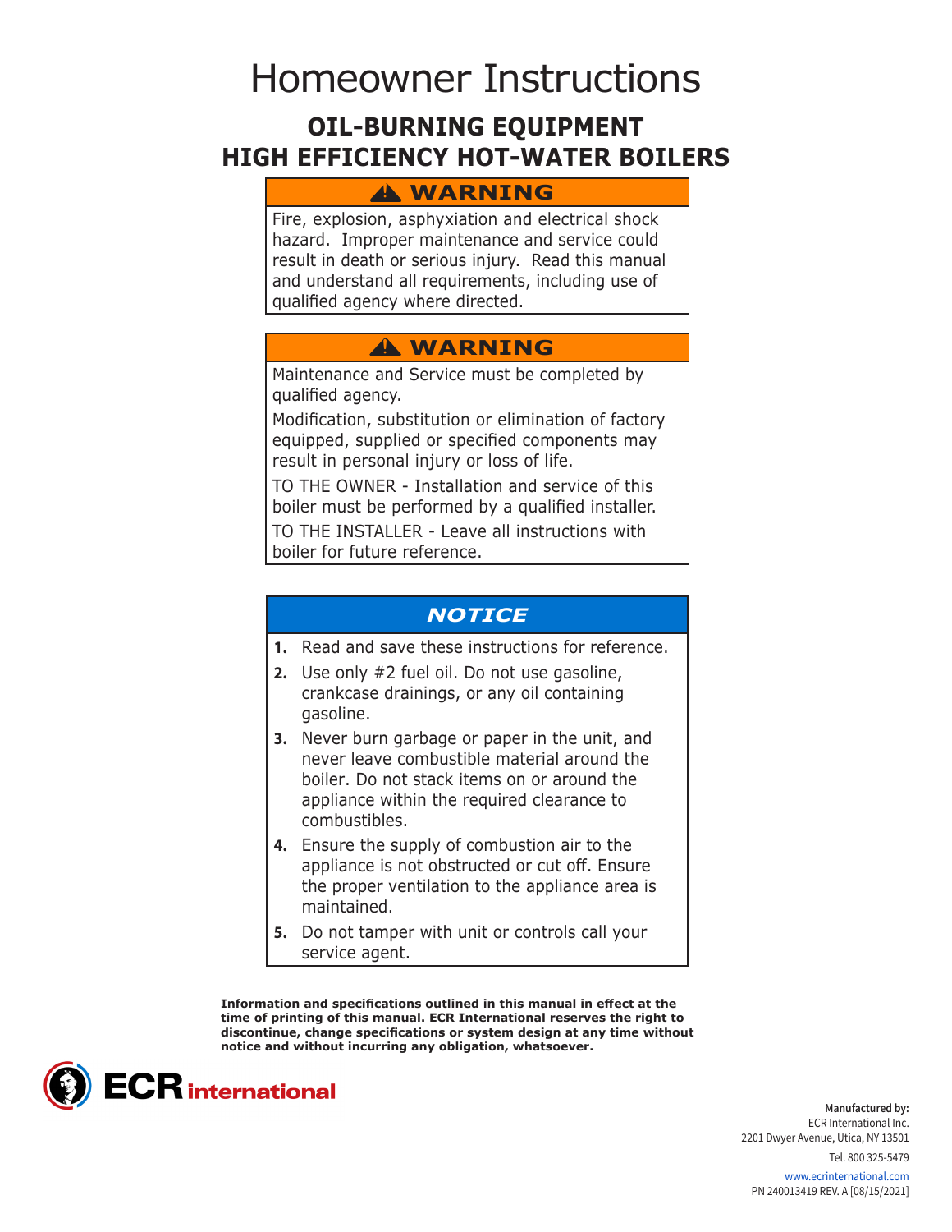# Homeowner Instructions

## OIL-BURNING EQUIPMENT
## HIGH EFFICIENCY HOT-WATER BOILERS

**⚠ WARNING**

Fire, explosion, asphyxiation and electrical shock hazard. Improper maintenance and service could result in death or serious injury. Read this manual and understand all requirements, including use of qualified agency where directed.

**⚠ WARNING**

Maintenance and Service must be completed by qualified agency.

Modification, substitution or elimination of factory equipped, supplied or specified components may result in personal injury or loss of life.

TO THE OWNER - Installation and service of this boiler must be performed by a qualified installer.

TO THE INSTALLER - Leave all instructions with boiler for future reference.

***NOTICE***

1. Read and save these instructions for reference.
2. Use only #2 fuel oil. Do not use gasoline, crankcase drainings, or any oil containing gasoline.
3. Never burn garbage or paper in the unit, and never leave combustible material around the boiler. Do not stack items on or around the appliance within the required clearance to combustibles.
4. Ensure the supply of combustion air to the appliance is not obstructed or cut off. Ensure the proper ventilation to the appliance area is maintained.
5. Do not tamper with unit or controls call your service agent.

**Information and specifications outlined in this manual in effect at the time of printing of this manual. ECR International reserves the right to discontinue, change specifications or system design at any time without notice and without incurring any obligation, whatsoever.**

ECR international

**Manufactured by:**
ECR International Inc.
2201 Dwyer Avenue, Utica, NY 13501

Tel. 800 325-5479

www.ecrinternational.com
PN 240013419 REV. A [08/15/2021]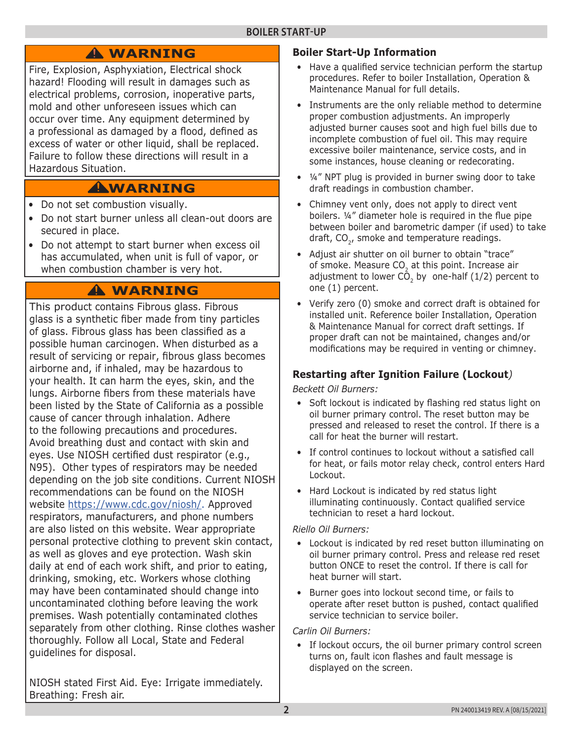## BOILER START-UP

### ⚠ WARNING

Fire, Explosion, Asphyxiation, Electrical shock hazard! Flooding will result in damages such as electrical problems, corrosion, inoperative parts, mold and other unforeseen issues which can occur over time. Any equipment determined by a professional as damaged by a flood, defined as excess of water or other liquid, shall be replaced. Failure to follow these directions will result in a Hazardous Situation.

### ⚠ WARNING

- Do not set combustion visually.
- Do not start burner unless all clean-out doors are secured in place.
- Do not attempt to start burner when excess oil has accumulated, when unit is full of vapor, or when combustion chamber is very hot.

### ⚠ WARNING

This product contains Fibrous glass. Fibrous glass is a synthetic fiber made from tiny particles of glass. Fibrous glass has been classified as a possible human carcinogen. When disturbed as a result of servicing or repair, fibrous glass becomes airborne and, if inhaled, may be hazardous to your health. It can harm the eyes, skin, and the lungs. Airborne fibers from these materials have been listed by the State of California as a possible cause of cancer through inhalation. Adhere to the following precautions and procedures. Avoid breathing dust and contact with skin and eyes. Use NIOSH certified dust respirator (e.g., N95). Other types of respirators may be needed depending on the job site conditions. Current NIOSH recommendations can be found on the NIOSH website https://www.cdc.gov/niosh/. Approved respirators, manufacturers, and phone numbers are also listed on this website. Wear appropriate personal protective clothing to prevent skin contact, as well as gloves and eye protection. Wash skin daily at end of each work shift, and prior to eating, drinking, smoking, etc. Workers whose clothing may have been contaminated should change into uncontaminated clothing before leaving the work premises. Wash potentially contaminated clothes separately from other clothing. Rinse clothes washer thoroughly. Follow all Local, State and Federal guidelines for disposal.

NIOSH stated First Aid. Eye: Irrigate immediately. Breathing: Fresh air.

### Boiler Start-Up Information

- Have a qualified service technician perform the startup procedures. Refer to boiler Installation, Operation & Maintenance Manual for full details.
- Instruments are the only reliable method to determine proper combustion adjustments. An improperly adjusted burner causes soot and high fuel bills due to incomplete combustion of fuel oil. This may require excessive boiler maintenance, service costs, and in some instances, house cleaning or redecorating.
- ¼" NPT plug is provided in burner swing door to take draft readings in combustion chamber.
- Chimney vent only, does not apply to direct vent boilers. ¼" diameter hole is required in the flue pipe between boiler and barometric damper (if used) to take draft, $CO_2$, smoke and temperature readings.
- Adjust air shutter on oil burner to obtain "trace" of smoke. Measure $CO_2$ at this point. Increase air adjustment to lower $CO_2$ by one-half (1/2) percent to one (1) percent.
- Verify zero (0) smoke and correct draft is obtained for installed unit. Reference boiler Installation, Operation & Maintenance Manual for correct draft settings. If proper draft can not be maintained, changes and/or modifications may be required in venting or chimney.

### Restarting after Ignition Failure (Lockout)

*Beckett Oil Burners:*

- Soft lockout is indicated by flashing red status light on oil burner primary control. The reset button may be pressed and released to reset the control. If there is a call for heat the burner will restart.
- If control continues to lockout without a satisfied call for heat, or fails motor relay check, control enters Hard Lockout.
- Hard Lockout is indicated by red status light illuminating continuously. Contact qualified service technician to reset a hard lockout.

*Riello Oil Burners:*

- Lockout is indicated by red reset button illuminating on oil burner primary control. Press and release red reset button ONCE to reset the control. If there is call for heat burner will start.
- Burner goes into lockout second time, or fails to operate after reset button is pushed, contact qualified service technician to service boiler.

*Carlin Oil Burners:*

- If lockout occurs, the oil burner primary control screen turns on, fault icon flashes and fault message is displayed on the screen.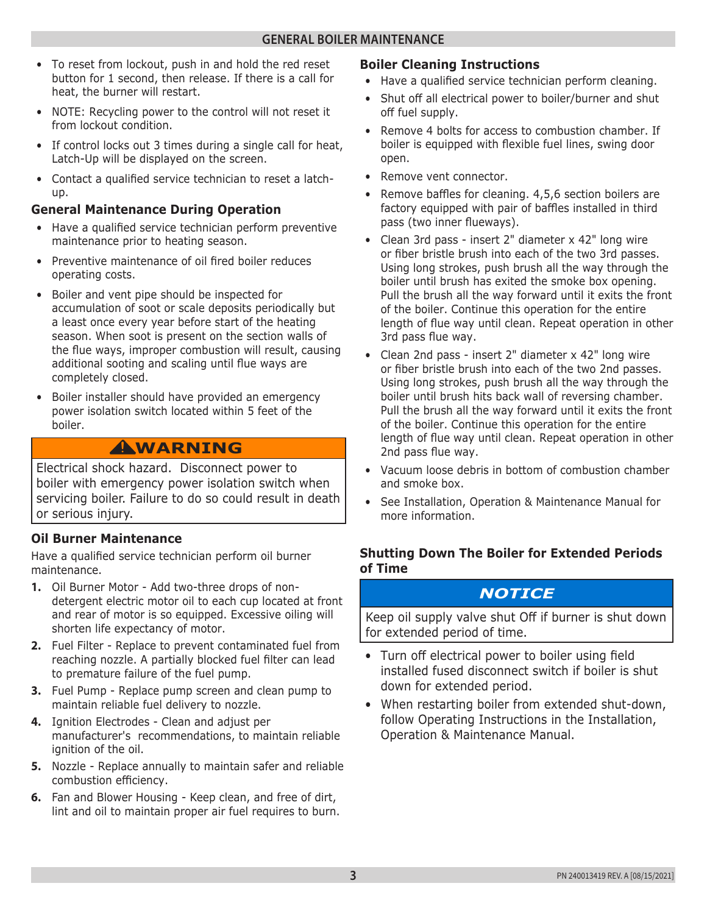## GENERAL BOILER MAINTENANCE

- To reset from lockout, push in and hold the red reset button for 1 second, then release. If there is a call for heat, the burner will restart.
- NOTE: Recycling power to the control will not reset it from lockout condition.
- If control locks out 3 times during a single call for heat, Latch-Up will be displayed on the screen.
- Contact a qualified service technician to reset a latch-up.

### General Maintenance During Operation

- Have a qualified service technician perform preventive maintenance prior to heating season.
- Preventive maintenance of oil fired boiler reduces operating costs.
- Boiler and vent pipe should be inspected for accumulation of soot or scale deposits periodically but a least once every year before start of the heating season. When soot is present on the section walls of the flue ways, improper combustion will result, causing additional sooting and scaling until flue ways are completely closed.
- Boiler installer should have provided an emergency power isolation switch located within 5 feet of the boiler.

> **⚠WARNING**
>
> Electrical shock hazard. Disconnect power to boiler with emergency power isolation switch when servicing boiler. Failure to do so could result in death or serious injury.

### Oil Burner Maintenance

Have a qualified service technician perform oil burner maintenance.

1. Oil Burner Motor - Add two-three drops of non-detergent electric motor oil to each cup located at front and rear of motor is so equipped. Excessive oiling will shorten life expectancy of motor.
2. Fuel Filter - Replace to prevent contaminated fuel from reaching nozzle. A partially blocked fuel filter can lead to premature failure of the fuel pump.
3. Fuel Pump - Replace pump screen and clean pump to maintain reliable fuel delivery to nozzle.
4. Ignition Electrodes - Clean and adjust per manufacturer's recommendations, to maintain reliable ignition of the oil.
5. Nozzle - Replace annually to maintain safer and reliable combustion efficiency.
6. Fan and Blower Housing - Keep clean, and free of dirt, lint and oil to maintain proper air fuel requires to burn.

### Boiler Cleaning Instructions

- Have a qualified service technician perform cleaning.
- Shut off all electrical power to boiler/burner and shut off fuel supply.
- Remove 4 bolts for access to combustion chamber. If boiler is equipped with flexible fuel lines, swing door open.
- Remove vent connector.
- Remove baffles for cleaning. 4,5,6 section boilers are factory equipped with pair of baffles installed in third pass (two inner flueways).
- Clean 3rd pass - insert 2" diameter x 42" long wire or fiber bristle brush into each of the two 3rd passes. Using long strokes, push brush all the way through the boiler until brush has exited the smoke box opening. Pull the brush all the way forward until it exits the front of the boiler. Continue this operation for the entire length of flue way until clean. Repeat operation in other 3rd pass flue way.
- Clean 2nd pass - insert 2" diameter x 42" long wire or fiber bristle brush into each of the two 2nd passes. Using long strokes, push brush all the way through the boiler until brush hits back wall of reversing chamber. Pull the brush all the way forward until it exits the front of the boiler. Continue this operation for the entire length of flue way until clean. Repeat operation in other 2nd pass flue way.
- Vacuum loose debris in bottom of combustion chamber and smoke box.
- See Installation, Operation & Maintenance Manual for more information.

### Shutting Down The Boiler for Extended Periods of Time

> ***NOTICE***
>
> Keep oil supply valve shut Off if burner is shut down for extended period of time.

- Turn off electrical power to boiler using field installed fused disconnect switch if boiler is shut down for extended period.
- When restarting boiler from extended shut-down, follow Operating Instructions in the Installation, Operation & Maintenance Manual.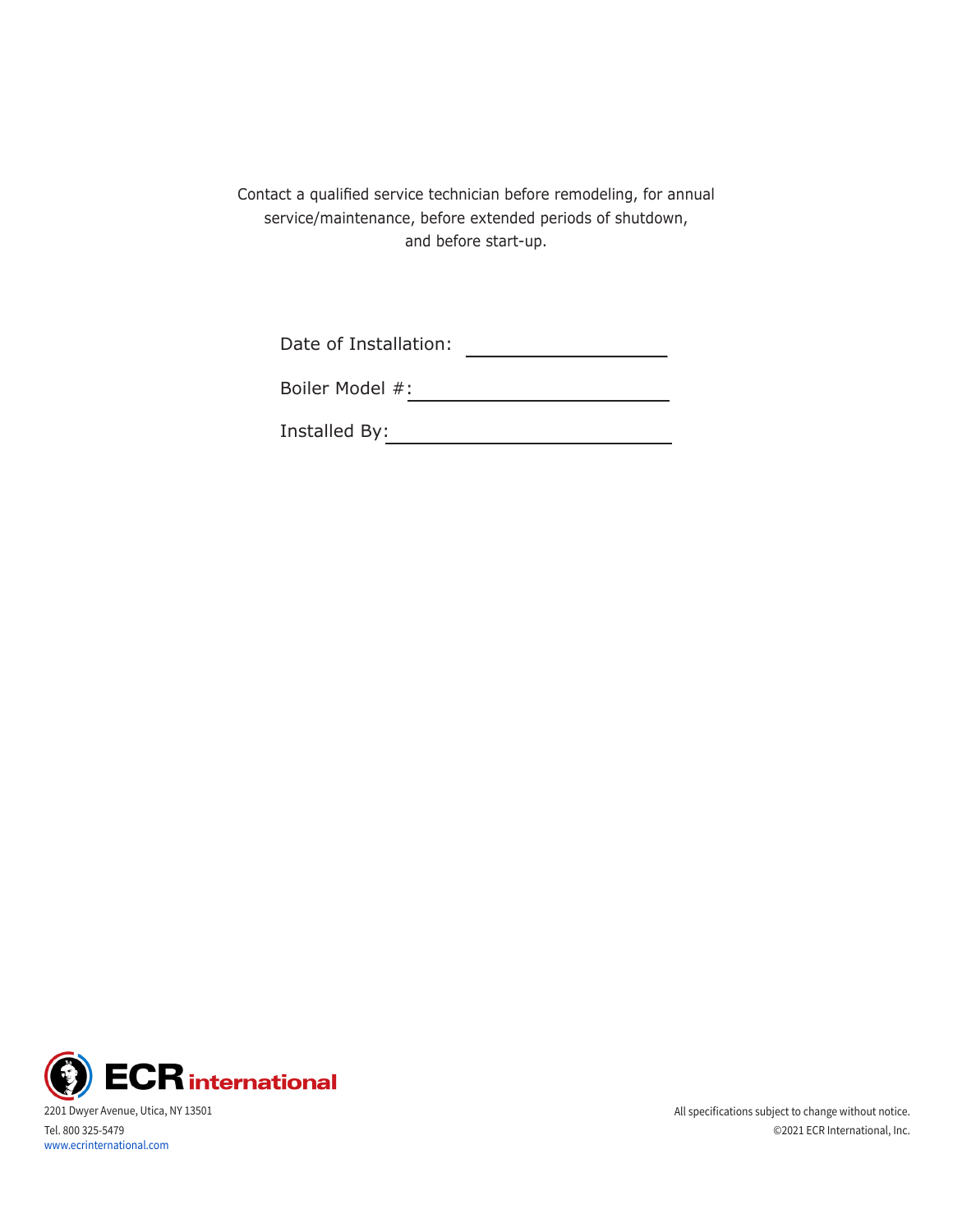Contact a qualified service technician before remodeling, for annual service/maintenance, before extended periods of shutdown, and before start-up.

Date of Installation: ____________________

Boiler Model #: ____________________

Installed By: ____________________

ECR international

2201 Dwyer Avenue, Utica, NY 13501

Tel. 800 325-5479

www.ecrinternational.com

All specifications subject to change without notice.

©2021 ECR International, Inc.